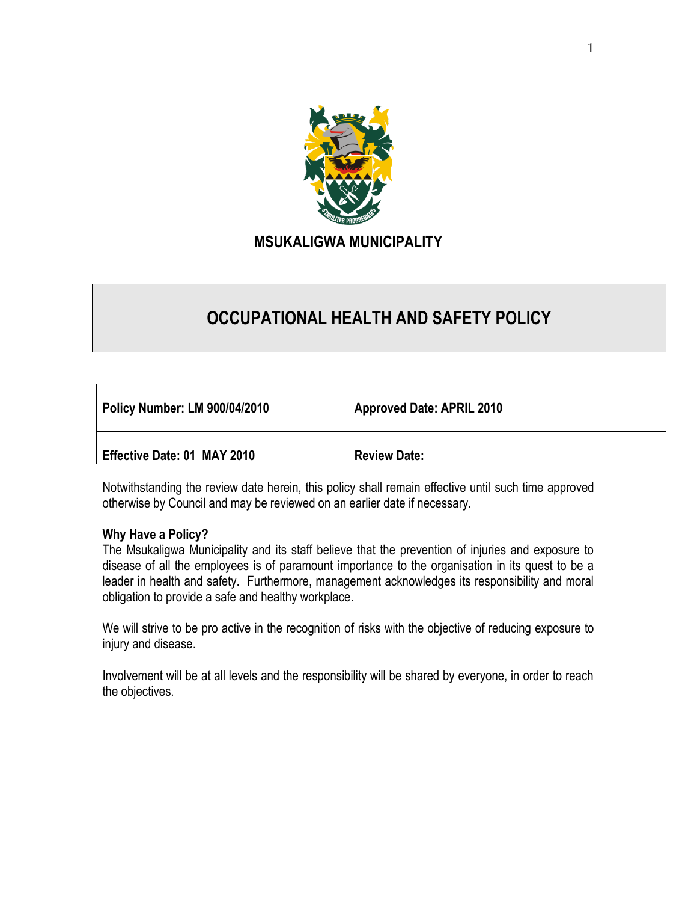# MSUKALIGWA MUNICIPALITY

## OCCUPATIONAL HEALTH AND SAFETY POLICY

| Policy Number: LM 900/04/2010 | Approved Date: APRIL 2010 |
|---|---|
| Effective Date: 01 MAY 2010 | Review Date: |

Notwithstanding the review date herein, this policy shall remain effective until such time approved otherwise by Council and may be reviewed on an earlier date if necessary.

**Why Have a Policy?**

The Msukaligwa Municipality and its staff believe that the prevention of injuries and exposure to disease of all the employees is of paramount importance to the organisation in its quest to be a leader in health and safety. Furthermore, management acknowledges its responsibility and moral obligation to provide a safe and healthy workplace.

We will strive to be pro active in the recognition of risks with the objective of reducing exposure to injury and disease.

Involvement will be at all levels and the responsibility will be shared by everyone, in order to reach the objectives.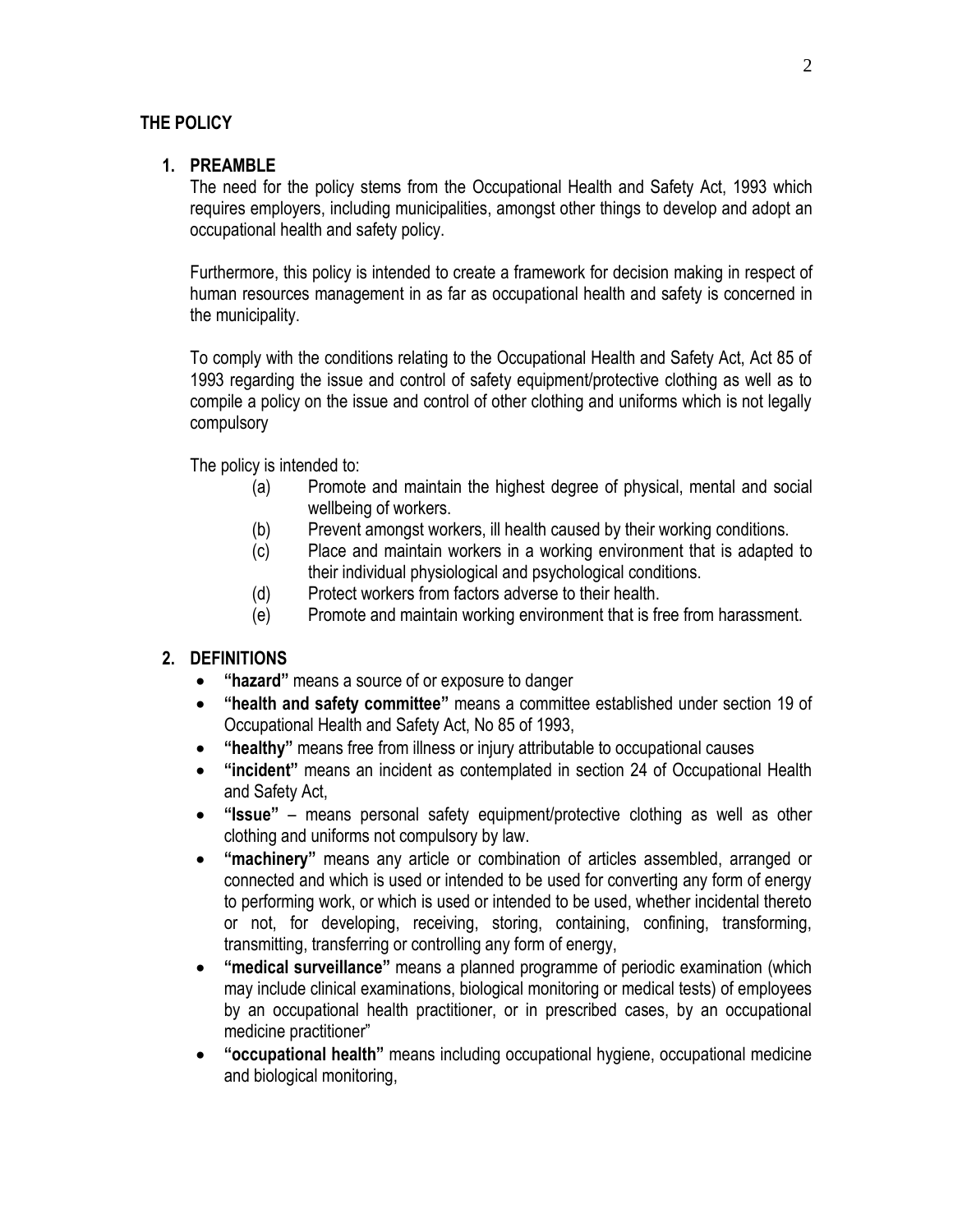## THE POLICY

### 1. PREAMBLE

The need for the policy stems from the Occupational Health and Safety Act, 1993 which requires employers, including municipalities, amongst other things to develop and adopt an occupational health and safety policy.

Furthermore, this policy is intended to create a framework for decision making in respect of human resources management in as far as occupational health and safety is concerned in the municipality.

To comply with the conditions relating to the Occupational Health and Safety Act, Act 85 of 1993 regarding the issue and control of safety equipment/protective clothing as well as to compile a policy on the issue and control of other clothing and uniforms which is not legally compulsory

The policy is intended to:

- (a) Promote and maintain the highest degree of physical, mental and social wellbeing of workers.
- (b) Prevent amongst workers, ill health caused by their working conditions.
- (c) Place and maintain workers in a working environment that is adapted to their individual physiological and psychological conditions.
- (d) Protect workers from factors adverse to their health.
- (e) Promote and maintain working environment that is free from harassment.

### 2. DEFINITIONS

- **"hazard"** means a source of or exposure to danger
- **"health and safety committee"** means a committee established under section 19 of Occupational Health and Safety Act, No 85 of 1993,
- **"healthy"** means free from illness or injury attributable to occupational causes
- **"incident"** means an incident as contemplated in section 24 of Occupational Health and Safety Act,
- **"Issue"** – means personal safety equipment/protective clothing as well as other clothing and uniforms not compulsory by law.
- **"machinery"** means any article or combination of articles assembled, arranged or connected and which is used or intended to be used for converting any form of energy to performing work, or which is used or intended to be used, whether incidental thereto or not, for developing, receiving, storing, containing, confining, transforming, transmitting, transferring or controlling any form of energy,
- **"medical surveillance"** means a planned programme of periodic examination (which may include clinical examinations, biological monitoring or medical tests) of employees by an occupational health practitioner, or in prescribed cases, by an occupational medicine practitioner"
- **"occupational health"** means including occupational hygiene, occupational medicine and biological monitoring,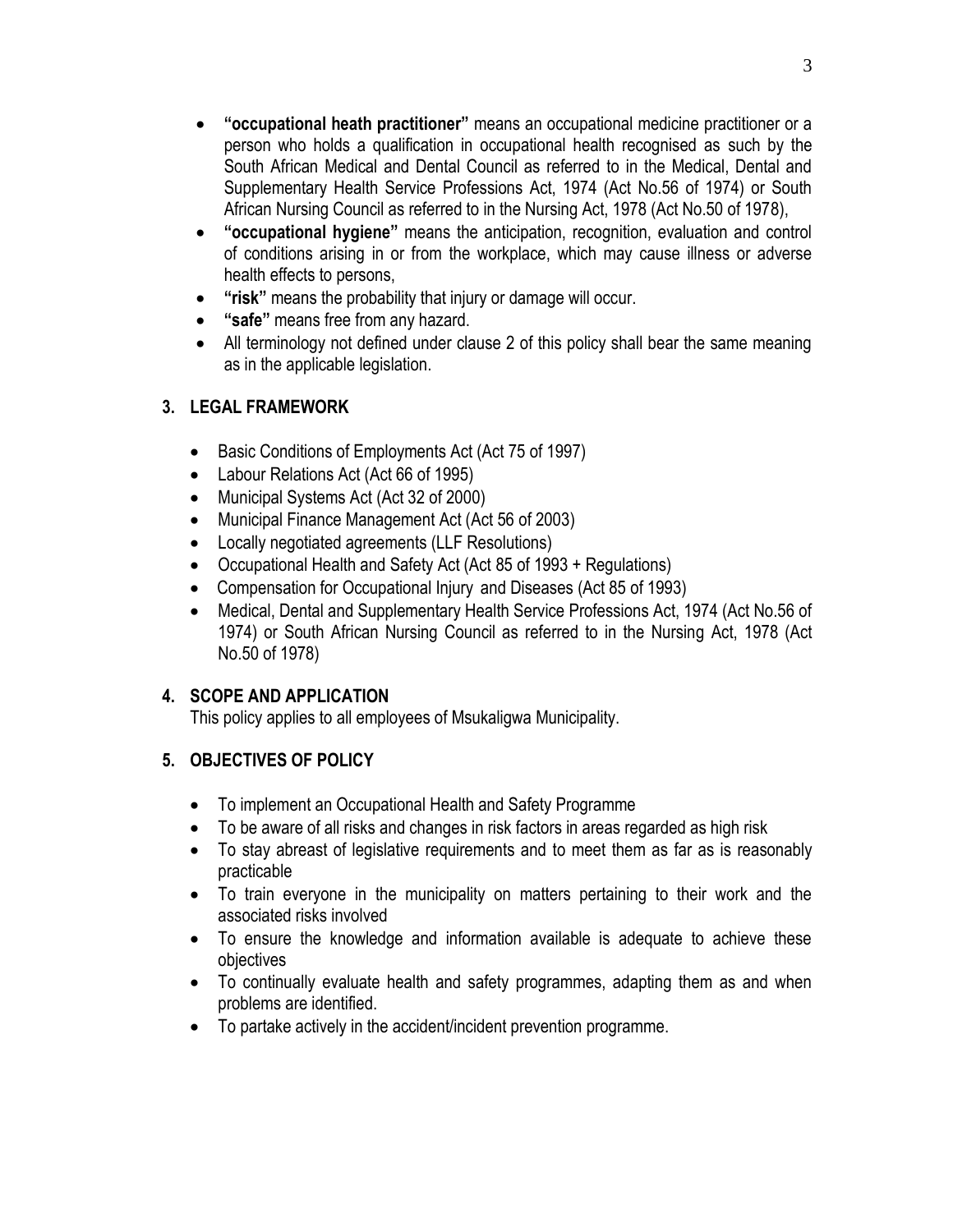- **"occupational heath practitioner"** means an occupational medicine practitioner or a person who holds a qualification in occupational health recognised as such by the South African Medical and Dental Council as referred to in the Medical, Dental and Supplementary Health Service Professions Act, 1974 (Act No.56 of 1974) or South African Nursing Council as referred to in the Nursing Act, 1978 (Act No.50 of 1978),
- **"occupational hygiene"** means the anticipation, recognition, evaluation and control of conditions arising in or from the workplace, which may cause illness or adverse health effects to persons,
- **"risk"** means the probability that injury or damage will occur.
- **"safe"** means free from any hazard.
- All terminology not defined under clause 2 of this policy shall bear the same meaning as in the applicable legislation.

## 3. LEGAL FRAMEWORK

- Basic Conditions of Employments Act (Act 75 of 1997)
- Labour Relations Act (Act 66 of 1995)
- Municipal Systems Act (Act 32 of 2000)
- Municipal Finance Management Act (Act 56 of 2003)
- Locally negotiated agreements (LLF Resolutions)
- Occupational Health and Safety Act (Act 85 of 1993 + Regulations)
- Compensation for Occupational Injury and Diseases (Act 85 of 1993)
- Medical, Dental and Supplementary Health Service Professions Act, 1974 (Act No.56 of 1974) or South African Nursing Council as referred to in the Nursing Act, 1978 (Act No.50 of 1978)

## 4. SCOPE AND APPLICATION

This policy applies to all employees of Msukaligwa Municipality.

## 5. OBJECTIVES OF POLICY

- To implement an Occupational Health and Safety Programme
- To be aware of all risks and changes in risk factors in areas regarded as high risk
- To stay abreast of legislative requirements and to meet them as far as is reasonably practicable
- To train everyone in the municipality on matters pertaining to their work and the associated risks involved
- To ensure the knowledge and information available is adequate to achieve these objectives
- To continually evaluate health and safety programmes, adapting them as and when problems are identified.
- To partake actively in the accident/incident prevention programme.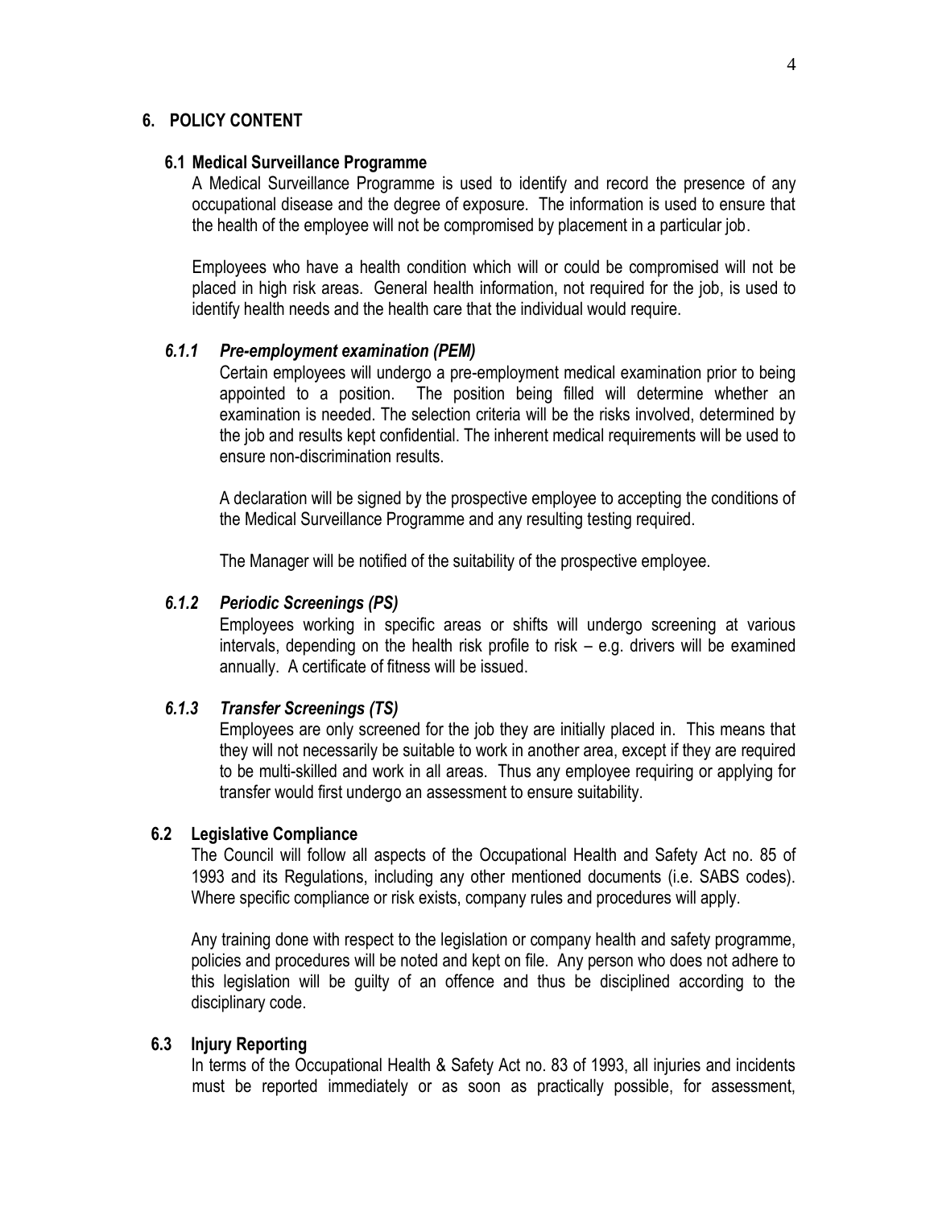## 6. POLICY CONTENT

### 6.1 Medical Surveillance Programme

A Medical Surveillance Programme is used to identify and record the presence of any occupational disease and the degree of exposure. The information is used to ensure that the health of the employee will not be compromised by placement in a particular job.

Employees who have a health condition which will or could be compromised will not be placed in high risk areas. General health information, not required for the job, is used to identify health needs and the health care that the individual would require.

#### *6.1.1 Pre-employment examination (PEM)*

Certain employees will undergo a pre-employment medical examination prior to being appointed to a position. The position being filled will determine whether an examination is needed. The selection criteria will be the risks involved, determined by the job and results kept confidential. The inherent medical requirements will be used to ensure non-discrimination results.

A declaration will be signed by the prospective employee to accepting the conditions of the Medical Surveillance Programme and any resulting testing required.

The Manager will be notified of the suitability of the prospective employee.

#### *6.1.2 Periodic Screenings (PS)*

Employees working in specific areas or shifts will undergo screening at various intervals, depending on the health risk profile to risk – e.g. drivers will be examined annually. A certificate of fitness will be issued.

#### *6.1.3 Transfer Screenings (TS)*

Employees are only screened for the job they are initially placed in. This means that they will not necessarily be suitable to work in another area, except if they are required to be multi-skilled and work in all areas. Thus any employee requiring or applying for transfer would first undergo an assessment to ensure suitability.

### 6.2 Legislative Compliance

The Council will follow all aspects of the Occupational Health and Safety Act no. 85 of 1993 and its Regulations, including any other mentioned documents (i.e. SABS codes). Where specific compliance or risk exists, company rules and procedures will apply.

Any training done with respect to the legislation or company health and safety programme, policies and procedures will be noted and kept on file. Any person who does not adhere to this legislation will be guilty of an offence and thus be disciplined according to the disciplinary code.

### 6.3 Injury Reporting

In terms of the Occupational Health & Safety Act no. 83 of 1993, all injuries and incidents must be reported immediately or as soon as practically possible, for assessment,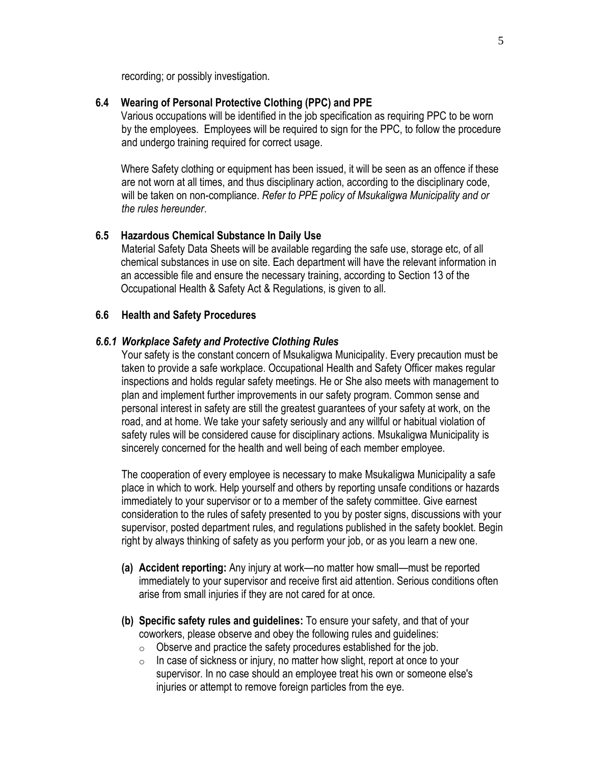recording; or possibly investigation.

### 6.4 Wearing of Personal Protective Clothing (PPC) and PPE

Various occupations will be identified in the job specification as requiring PPC to be worn by the employees. Employees will be required to sign for the PPC, to follow the procedure and undergo training required for correct usage.

Where Safety clothing or equipment has been issued, it will be seen as an offence if these are not worn at all times, and thus disciplinary action, according to the disciplinary code, will be taken on non-compliance. *Refer to PPE policy of Msukaligwa Municipality and or the rules hereunder*.

### 6.5 Hazardous Chemical Substance In Daily Use

Material Safety Data Sheets will be available regarding the safe use, storage etc, of all chemical substances in use on site. Each department will have the relevant information in an accessible file and ensure the necessary training, according to Section 13 of the Occupational Health & Safety Act & Regulations, is given to all.

### 6.6 Health and Safety Procedures

#### *6.6.1 Workplace Safety and Protective Clothing Rules*

Your safety is the constant concern of Msukaligwa Municipality. Every precaution must be taken to provide a safe workplace. Occupational Health and Safety Officer makes regular inspections and holds regular safety meetings. He or She also meets with management to plan and implement further improvements in our safety program. Common sense and personal interest in safety are still the greatest guarantees of your safety at work, on the road, and at home. We take your safety seriously and any willful or habitual violation of safety rules will be considered cause for disciplinary actions. Msukaligwa Municipality is sincerely concerned for the health and well being of each member employee.

The cooperation of every employee is necessary to make Msukaligwa Municipality a safe place in which to work. Help yourself and others by reporting unsafe conditions or hazards immediately to your supervisor or to a member of the safety committee. Give earnest consideration to the rules of safety presented to you by poster signs, discussions with your supervisor, posted department rules, and regulations published in the safety booklet. Begin right by always thinking of safety as you perform your job, or as you learn a new one.

**(a) Accident reporting:** Any injury at work—no matter how small—must be reported immediately to your supervisor and receive first aid attention. Serious conditions often arise from small injuries if they are not cared for at once.

**(b) Specific safety rules and guidelines:** To ensure your safety, and that of your coworkers, please observe and obey the following rules and guidelines:

- Observe and practice the safety procedures established for the job.
- In case of sickness or injury, no matter how slight, report at once to your supervisor. In no case should an employee treat his own or someone else's injuries or attempt to remove foreign particles from the eye.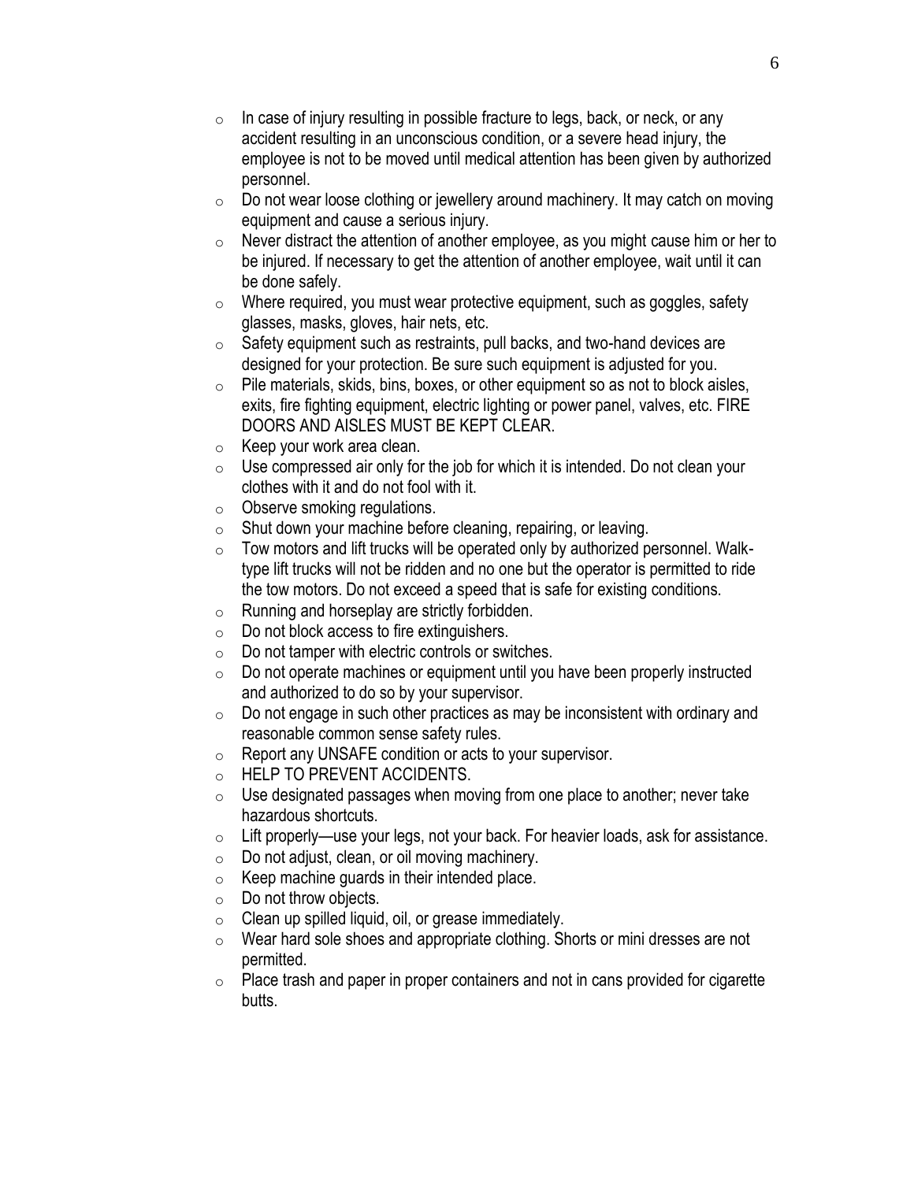- In case of injury resulting in possible fracture to legs, back, or neck, or any accident resulting in an unconscious condition, or a severe head injury, the employee is not to be moved until medical attention has been given by authorized personnel.
- Do not wear loose clothing or jewellery around machinery. It may catch on moving equipment and cause a serious injury.
- Never distract the attention of another employee, as you might cause him or her to be injured. If necessary to get the attention of another employee, wait until it can be done safely.
- Where required, you must wear protective equipment, such as goggles, safety glasses, masks, gloves, hair nets, etc.
- Safety equipment such as restraints, pull backs, and two-hand devices are designed for your protection. Be sure such equipment is adjusted for you.
- Pile materials, skids, bins, boxes, or other equipment so as not to block aisles, exits, fire fighting equipment, electric lighting or power panel, valves, etc. FIRE DOORS AND AISLES MUST BE KEPT CLEAR.
- Keep your work area clean.
- Use compressed air only for the job for which it is intended. Do not clean your clothes with it and do not fool with it.
- Observe smoking regulations.
- Shut down your machine before cleaning, repairing, or leaving.
- Tow motors and lift trucks will be operated only by authorized personnel. Walk-type lift trucks will not be ridden and no one but the operator is permitted to ride the tow motors. Do not exceed a speed that is safe for existing conditions.
- Running and horseplay are strictly forbidden.
- Do not block access to fire extinguishers.
- Do not tamper with electric controls or switches.
- Do not operate machines or equipment until you have been properly instructed and authorized to do so by your supervisor.
- Do not engage in such other practices as may be inconsistent with ordinary and reasonable common sense safety rules.
- Report any UNSAFE condition or acts to your supervisor.
- HELP TO PREVENT ACCIDENTS.
- Use designated passages when moving from one place to another; never take hazardous shortcuts.
- Lift properly—use your legs, not your back. For heavier loads, ask for assistance.
- Do not adjust, clean, or oil moving machinery.
- Keep machine guards in their intended place.
- Do not throw objects.
- Clean up spilled liquid, oil, or grease immediately.
- Wear hard sole shoes and appropriate clothing. Shorts or mini dresses are not permitted.
- Place trash and paper in proper containers and not in cans provided for cigarette butts.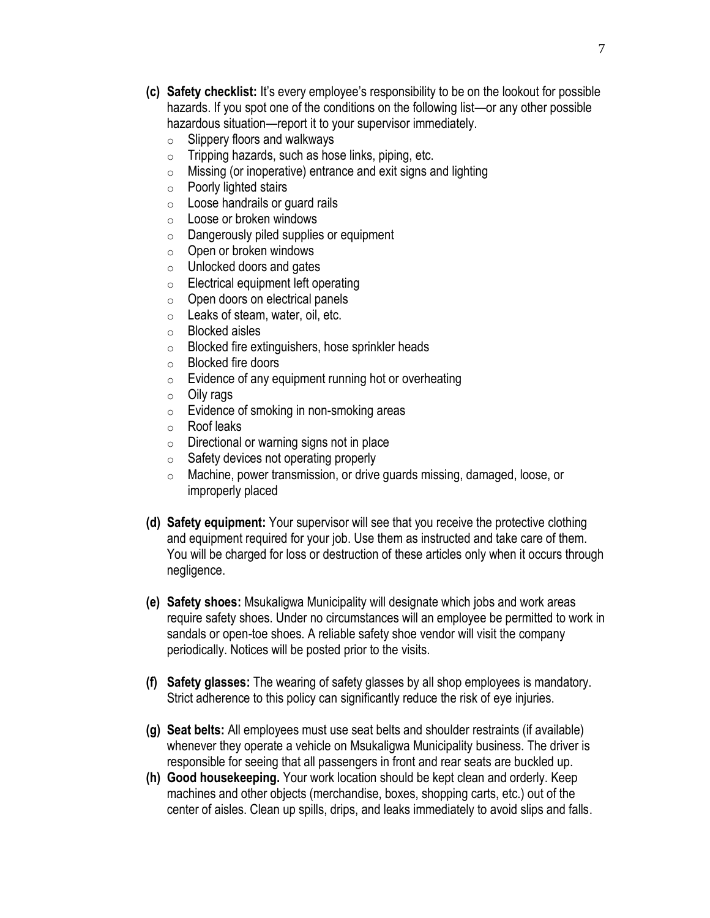**(c) Safety checklist:** It's every employee's responsibility to be on the lookout for possible hazards. If you spot one of the conditions on the following list—or any other possible hazardous situation—report it to your supervisor immediately.

- Slippery floors and walkways
- Tripping hazards, such as hose links, piping, etc.
- Missing (or inoperative) entrance and exit signs and lighting
- Poorly lighted stairs
- Loose handrails or guard rails
- Loose or broken windows
- Dangerously piled supplies or equipment
- Open or broken windows
- Unlocked doors and gates
- Electrical equipment left operating
- Open doors on electrical panels
- Leaks of steam, water, oil, etc.
- Blocked aisles
- Blocked fire extinguishers, hose sprinkler heads
- Blocked fire doors
- Evidence of any equipment running hot or overheating
- Oily rags
- Evidence of smoking in non-smoking areas
- Roof leaks
- Directional or warning signs not in place
- Safety devices not operating properly
- Machine, power transmission, or drive guards missing, damaged, loose, or improperly placed

**(d) Safety equipment:** Your supervisor will see that you receive the protective clothing and equipment required for your job. Use them as instructed and take care of them. You will be charged for loss or destruction of these articles only when it occurs through negligence.

**(e) Safety shoes:** Msukaligwa Municipality will designate which jobs and work areas require safety shoes. Under no circumstances will an employee be permitted to work in sandals or open-toe shoes. A reliable safety shoe vendor will visit the company periodically. Notices will be posted prior to the visits.

**(f) Safety glasses:** The wearing of safety glasses by all shop employees is mandatory. Strict adherence to this policy can significantly reduce the risk of eye injuries.

**(g) Seat belts:** All employees must use seat belts and shoulder restraints (if available) whenever they operate a vehicle on Msukaligwa Municipality business. The driver is responsible for seeing that all passengers in front and rear seats are buckled up.

**(h) Good housekeeping.** Your work location should be kept clean and orderly. Keep machines and other objects (merchandise, boxes, shopping carts, etc.) out of the center of aisles. Clean up spills, drips, and leaks immediately to avoid slips and falls.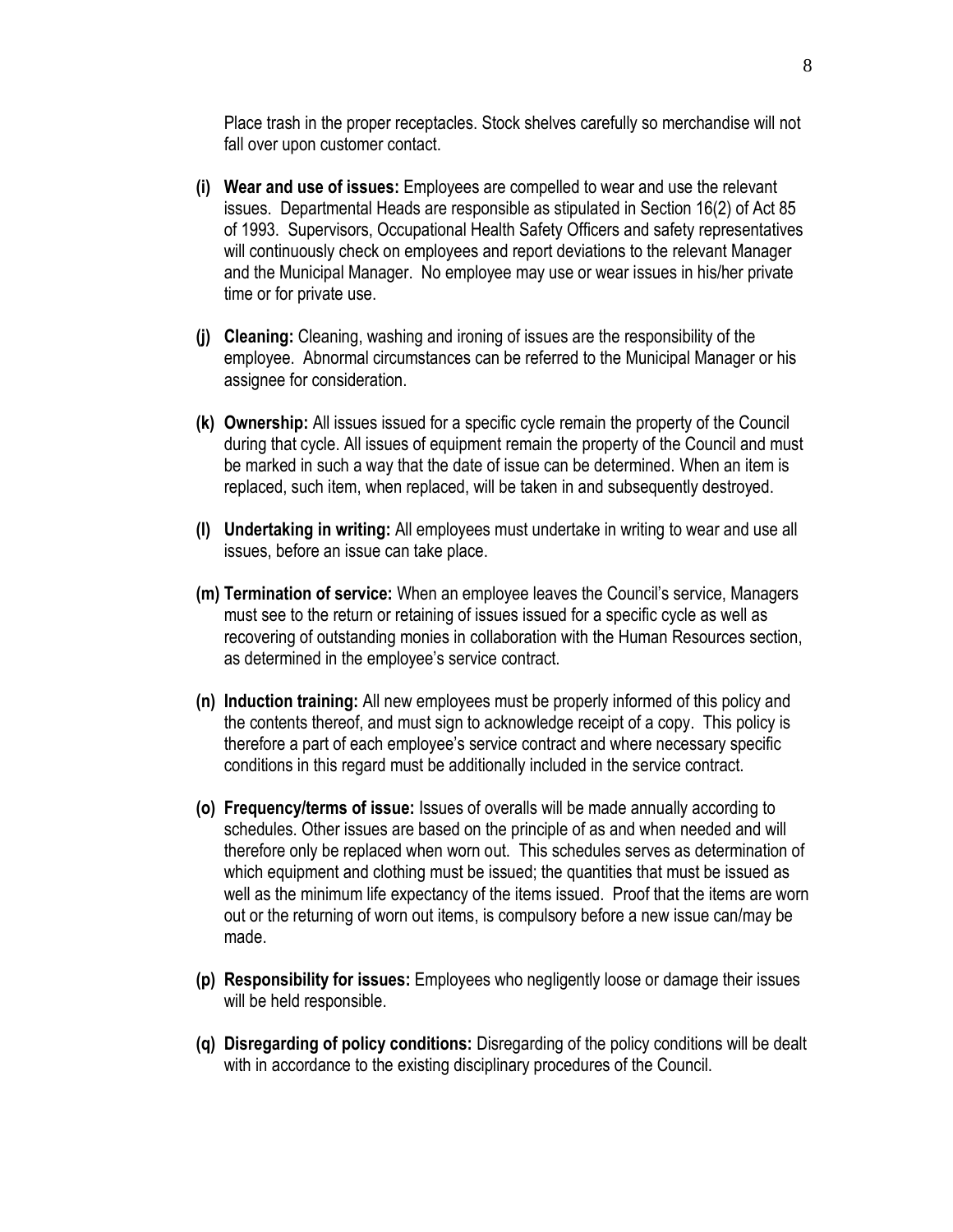Place trash in the proper receptacles. Stock shelves carefully so merchandise will not fall over upon customer contact.

**(i) Wear and use of issues:** Employees are compelled to wear and use the relevant issues. Departmental Heads are responsible as stipulated in Section 16(2) of Act 85 of 1993. Supervisors, Occupational Health Safety Officers and safety representatives will continuously check on employees and report deviations to the relevant Manager and the Municipal Manager. No employee may use or wear issues in his/her private time or for private use.

**(j) Cleaning:** Cleaning, washing and ironing of issues are the responsibility of the employee. Abnormal circumstances can be referred to the Municipal Manager or his assignee for consideration.

**(k) Ownership:** All issues issued for a specific cycle remain the property of the Council during that cycle. All issues of equipment remain the property of the Council and must be marked in such a way that the date of issue can be determined. When an item is replaced, such item, when replaced, will be taken in and subsequently destroyed.

**(l) Undertaking in writing:** All employees must undertake in writing to wear and use all issues, before an issue can take place.

**(m) Termination of service:** When an employee leaves the Council's service, Managers must see to the return or retaining of issues issued for a specific cycle as well as recovering of outstanding monies in collaboration with the Human Resources section, as determined in the employee's service contract.

**(n) Induction training:** All new employees must be properly informed of this policy and the contents thereof, and must sign to acknowledge receipt of a copy. This policy is therefore a part of each employee's service contract and where necessary specific conditions in this regard must be additionally included in the service contract.

**(o) Frequency/terms of issue:** Issues of overalls will be made annually according to schedules. Other issues are based on the principle of as and when needed and will therefore only be replaced when worn out. This schedules serves as determination of which equipment and clothing must be issued; the quantities that must be issued as well as the minimum life expectancy of the items issued. Proof that the items are worn out or the returning of worn out items, is compulsory before a new issue can/may be made.

**(p) Responsibility for issues:** Employees who negligently loose or damage their issues will be held responsible.

**(q) Disregarding of policy conditions:** Disregarding of the policy conditions will be dealt with in accordance to the existing disciplinary procedures of the Council.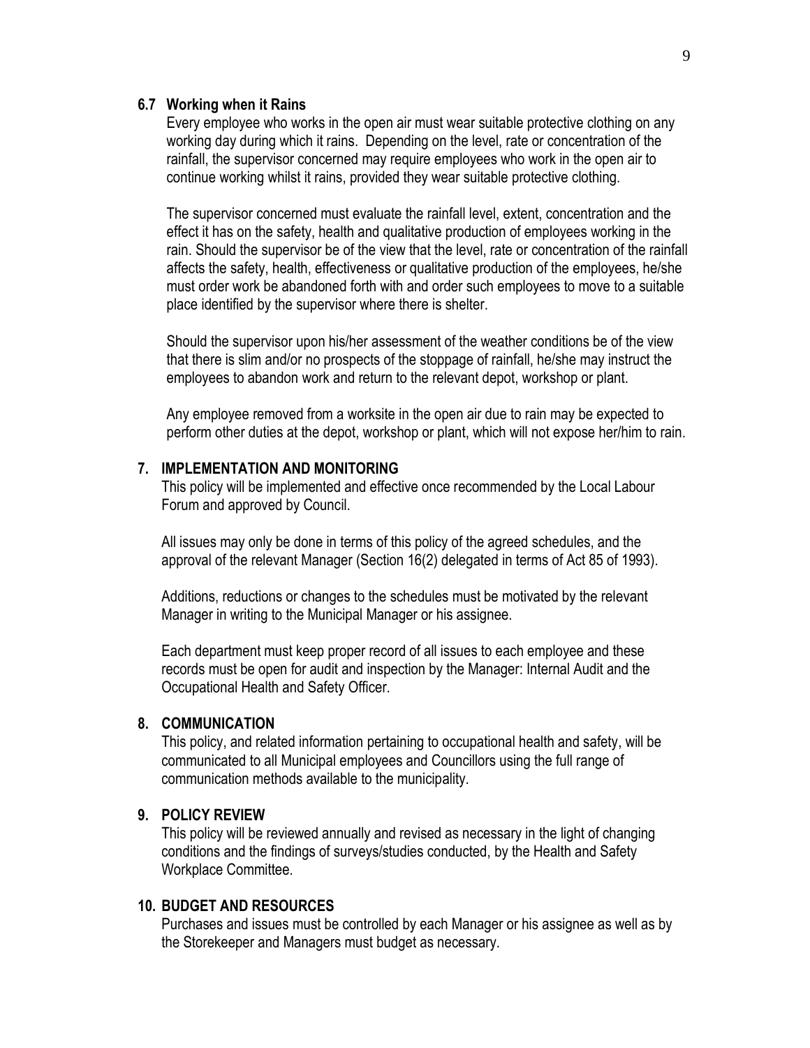### 6.7 Working when it Rains

Every employee who works in the open air must wear suitable protective clothing on any working day during which it rains. Depending on the level, rate or concentration of the rainfall, the supervisor concerned may require employees who work in the open air to continue working whilst it rains, provided they wear suitable protective clothing.

The supervisor concerned must evaluate the rainfall level, extent, concentration and the effect it has on the safety, health and qualitative production of employees working in the rain. Should the supervisor be of the view that the level, rate or concentration of the rainfall affects the safety, health, effectiveness or qualitative production of the employees, he/she must order work be abandoned forth with and order such employees to move to a suitable place identified by the supervisor where there is shelter.

Should the supervisor upon his/her assessment of the weather conditions be of the view that there is slim and/or no prospects of the stoppage of rainfall, he/she may instruct the employees to abandon work and return to the relevant depot, workshop or plant.

Any employee removed from a worksite in the open air due to rain may be expected to perform other duties at the depot, workshop or plant, which will not expose her/him to rain.

## 7. IMPLEMENTATION AND MONITORING

This policy will be implemented and effective once recommended by the Local Labour Forum and approved by Council.

All issues may only be done in terms of this policy of the agreed schedules, and the approval of the relevant Manager (Section 16(2) delegated in terms of Act 85 of 1993).

Additions, reductions or changes to the schedules must be motivated by the relevant Manager in writing to the Municipal Manager or his assignee.

Each department must keep proper record of all issues to each employee and these records must be open for audit and inspection by the Manager: Internal Audit and the Occupational Health and Safety Officer.

## 8. COMMUNICATION

This policy, and related information pertaining to occupational health and safety, will be communicated to all Municipal employees and Councillors using the full range of communication methods available to the municipality.

## 9. POLICY REVIEW

This policy will be reviewed annually and revised as necessary in the light of changing conditions and the findings of surveys/studies conducted, by the Health and Safety Workplace Committee.

## 10. BUDGET AND RESOURCES

Purchases and issues must be controlled by each Manager or his assignee as well as by the Storekeeper and Managers must budget as necessary.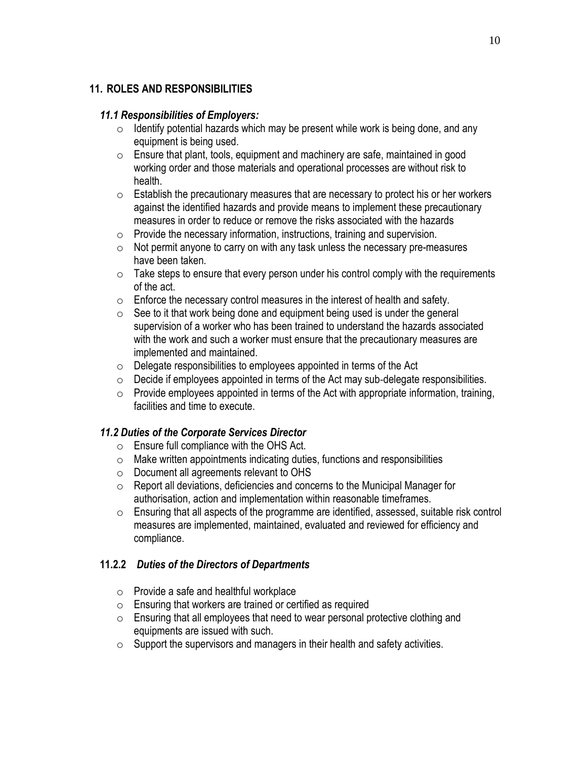## 11. ROLES AND RESPONSIBILITIES

### *11.1 Responsibilities of Employers:*

- Identify potential hazards which may be present while work is being done, and any equipment is being used.
- Ensure that plant, tools, equipment and machinery are safe, maintained in good working order and those materials and operational processes are without risk to health.
- Establish the precautionary measures that are necessary to protect his or her workers against the identified hazards and provide means to implement these precautionary measures in order to reduce or remove the risks associated with the hazards
- Provide the necessary information, instructions, training and supervision.
- Not permit anyone to carry on with any task unless the necessary pre-measures have been taken.
- Take steps to ensure that every person under his control comply with the requirements of the act.
- Enforce the necessary control measures in the interest of health and safety.
- See to it that work being done and equipment being used is under the general supervision of a worker who has been trained to understand the hazards associated with the work and such a worker must ensure that the precautionary measures are implemented and maintained.
- Delegate responsibilities to employees appointed in terms of the Act
- Decide if employees appointed in terms of the Act may sub-delegate responsibilities.
- Provide employees appointed in terms of the Act with appropriate information, training, facilities and time to execute.

### *11.2 Duties of the Corporate Services Director*

- Ensure full compliance with the OHS Act.
- Make written appointments indicating duties, functions and responsibilities
- Document all agreements relevant to OHS
- Report all deviations, deficiencies and concerns to the Municipal Manager for authorisation, action and implementation within reasonable timeframes.
- Ensuring that all aspects of the programme are identified, assessed, suitable risk control measures are implemented, maintained, evaluated and reviewed for efficiency and compliance.

### 11.2.2 *Duties of the Directors of Departments*

- Provide a safe and healthful workplace
- Ensuring that workers are trained or certified as required
- Ensuring that all employees that need to wear personal protective clothing and equipments are issued with such.
- Support the supervisors and managers in their health and safety activities.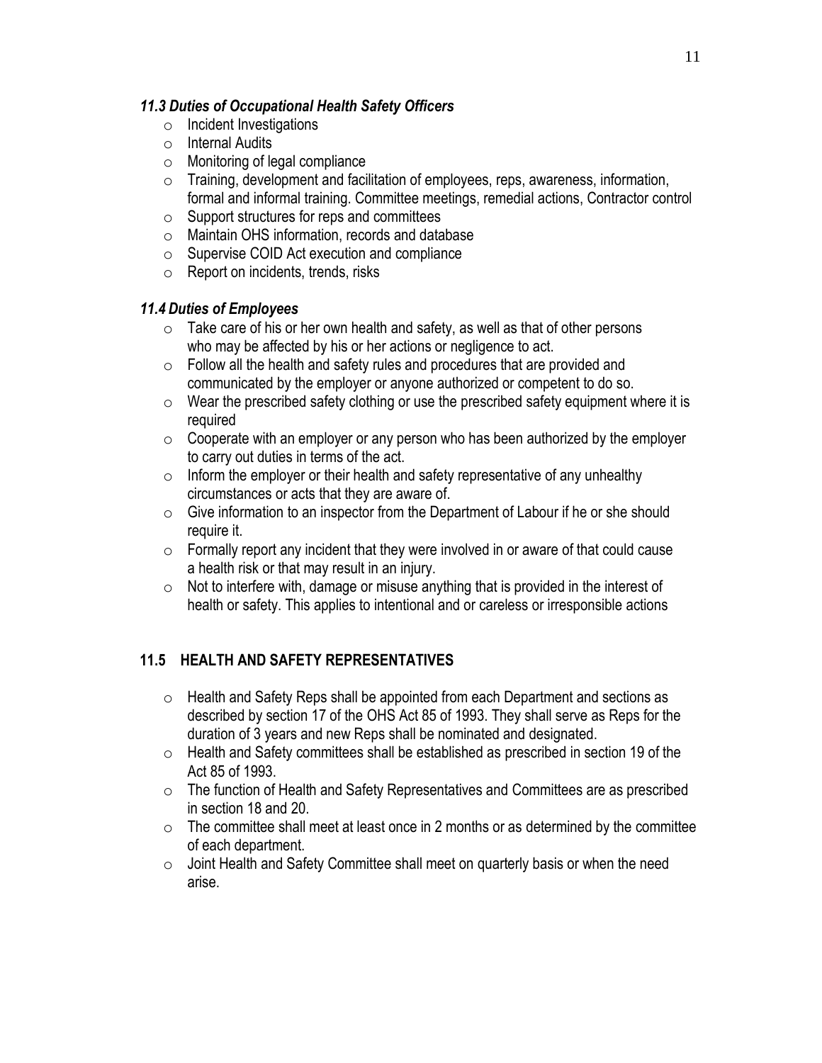### *11.3 Duties of Occupational Health Safety Officers*

- Incident Investigations
- Internal Audits
- Monitoring of legal compliance
- Training, development and facilitation of employees, reps, awareness, information, formal and informal training. Committee meetings, remedial actions, Contractor control
- Support structures for reps and committees
- Maintain OHS information, records and database
- Supervise COID Act execution and compliance
- Report on incidents, trends, risks

### *11.4 Duties of Employees*

- Take care of his or her own health and safety, as well as that of other persons who may be affected by his or her actions or negligence to act.
- Follow all the health and safety rules and procedures that are provided and communicated by the employer or anyone authorized or competent to do so.
- Wear the prescribed safety clothing or use the prescribed safety equipment where it is required
- Cooperate with an employer or any person who has been authorized by the employer to carry out duties in terms of the act.
- Inform the employer or their health and safety representative of any unhealthy circumstances or acts that they are aware of.
- Give information to an inspector from the Department of Labour if he or she should require it.
- Formally report any incident that they were involved in or aware of that could cause a health risk or that may result in an injury.
- Not to interfere with, damage or misuse anything that is provided in the interest of health or safety. This applies to intentional and or careless or irresponsible actions

## 11.5 HEALTH AND SAFETY REPRESENTATIVES

- Health and Safety Reps shall be appointed from each Department and sections as described by section 17 of the OHS Act 85 of 1993. They shall serve as Reps for the duration of 3 years and new Reps shall be nominated and designated.
- Health and Safety committees shall be established as prescribed in section 19 of the Act 85 of 1993.
- The function of Health and Safety Representatives and Committees are as prescribed in section 18 and 20.
- The committee shall meet at least once in 2 months or as determined by the committee of each department.
- Joint Health and Safety Committee shall meet on quarterly basis or when the need arise.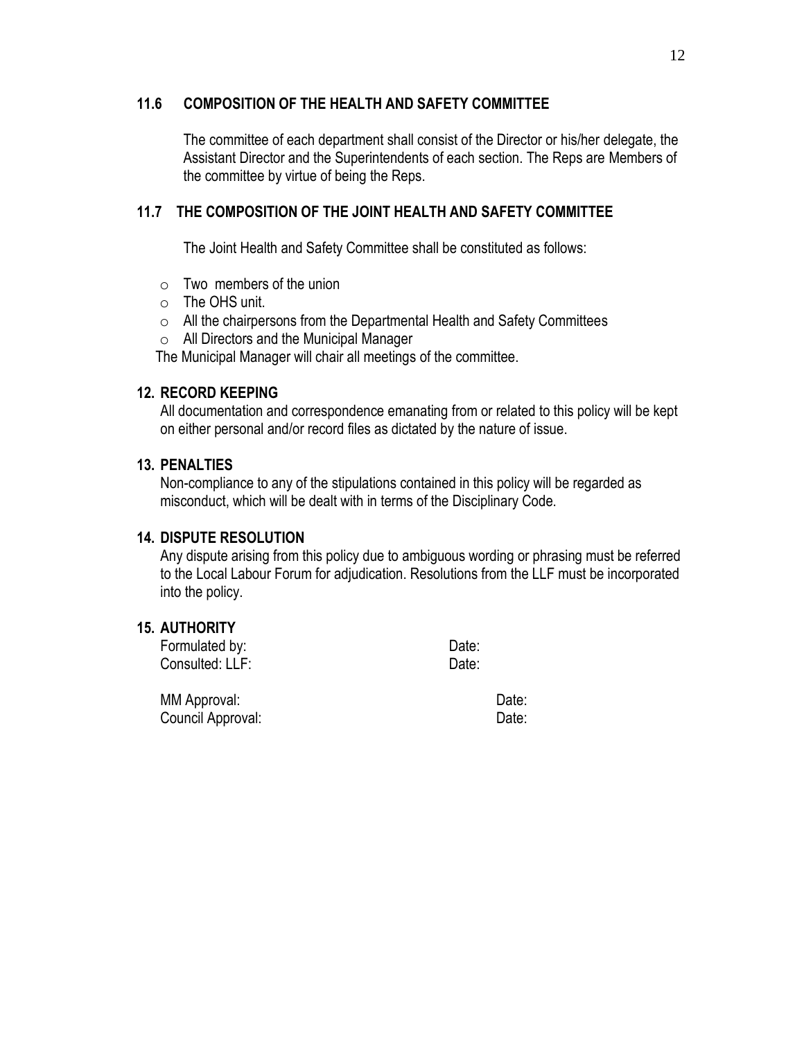### 11.6 COMPOSITION OF THE HEALTH AND SAFETY COMMITTEE

The committee of each department shall consist of the Director or his/her delegate, the Assistant Director and the Superintendents of each section. The Reps are Members of the committee by virtue of being the Reps.

### 11.7 THE COMPOSITION OF THE JOINT HEALTH AND SAFETY COMMITTEE

The Joint Health and Safety Committee shall be constituted as follows:

- Two members of the union
- The OHS unit.
- All the chairpersons from the Departmental Health and Safety Committees
- All Directors and the Municipal Manager

The Municipal Manager will chair all meetings of the committee.

## 12. RECORD KEEPING

All documentation and correspondence emanating from or related to this policy will be kept on either personal and/or record files as dictated by the nature of issue.

## 13. PENALTIES

Non-compliance to any of the stipulations contained in this policy will be regarded as misconduct, which will be dealt with in terms of the Disciplinary Code.

## 14. DISPUTE RESOLUTION

Any dispute arising from this policy due to ambiguous wording or phrasing must be referred to the Local Labour Forum for adjudication. Resolutions from the LLF must be incorporated into the policy.

## 15. AUTHORITY

| | |
|---|---|
| Formulated by: | Date: |
| Consulted: LLF: | Date: |
| MM Approval: | Date: |
| Council Approval: | Date: |